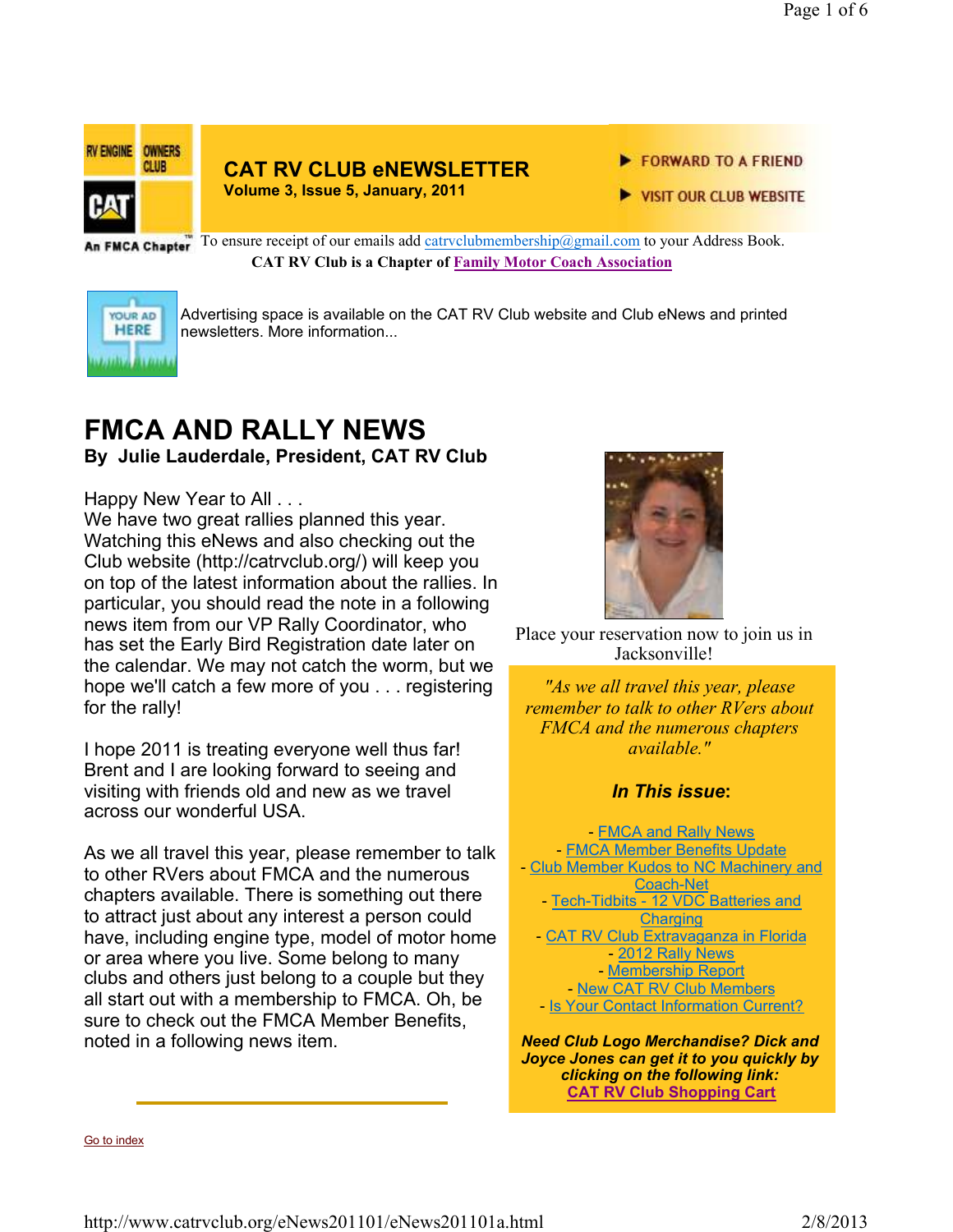# CAT RV CLUB eNEWSLETTER

**Volume 3, Issue 5, January, 2011**

FORWARD TO A FRIEND

VISIT OUR CLUB WEBSITE

An FMCA Chapter

To ensure receipt of our emails add catrvclubmembership@gmail.com to your Address Book.

**CAT RV Club is a Chapter of Family Motor Coach Association**

Advertising space is available on the CAT RV Club website and Club eNews and printed newsletters. More information...

## FMCA AND RALLY NEWS

**By Julie Lauderdale, President, CAT RV Club**

Happy New Year to All . . .
We have two great rallies planned this year. Watching this eNews and also checking out the Club website (http://catrvclub.org/) will keep you on top of the latest information about the rallies. In particular, you should read the note in a following news item from our VP Rally Coordinator, who has set the Early Bird Registration date later on the calendar. We may not catch the worm, but we hope we'll catch a few more of you . . . registering for the rally!

I hope 2011 is treating everyone well thus far! Brent and I are looking forward to seeing and visiting with friends old and new as we travel across our wonderful USA.

As we all travel this year, please remember to talk to other RVers about FMCA and the numerous chapters available. There is something out there to attract just about any interest a person could have, including engine type, model of motor home or area where you live. Some belong to many clubs and others just belong to a couple but they all start out with a membership to FMCA. Oh, be sure to check out the FMCA Member Benefits, noted in a following news item.

Place your reservation now to join us in Jacksonville!

*"As we all travel this year, please remember to talk to other RVers about FMCA and the numerous chapters available."*

***In This issue*:**

- FMCA and Rally News
- FMCA Member Benefits Update
- Club Member Kudos to NC Machinery and Coach-Net
- Tech-Tidbits - 12 VDC Batteries and Charging
- CAT RV Club Extravaganza in Florida
- 2012 Rally News
- Membership Report
- New CAT RV Club Members
- Is Your Contact Information Current?

***Need Club Logo Merchandise? Dick and Joyce Jones can get it to you quickly by clicking on the following link:***
**CAT RV Club Shopping Cart**

Go to index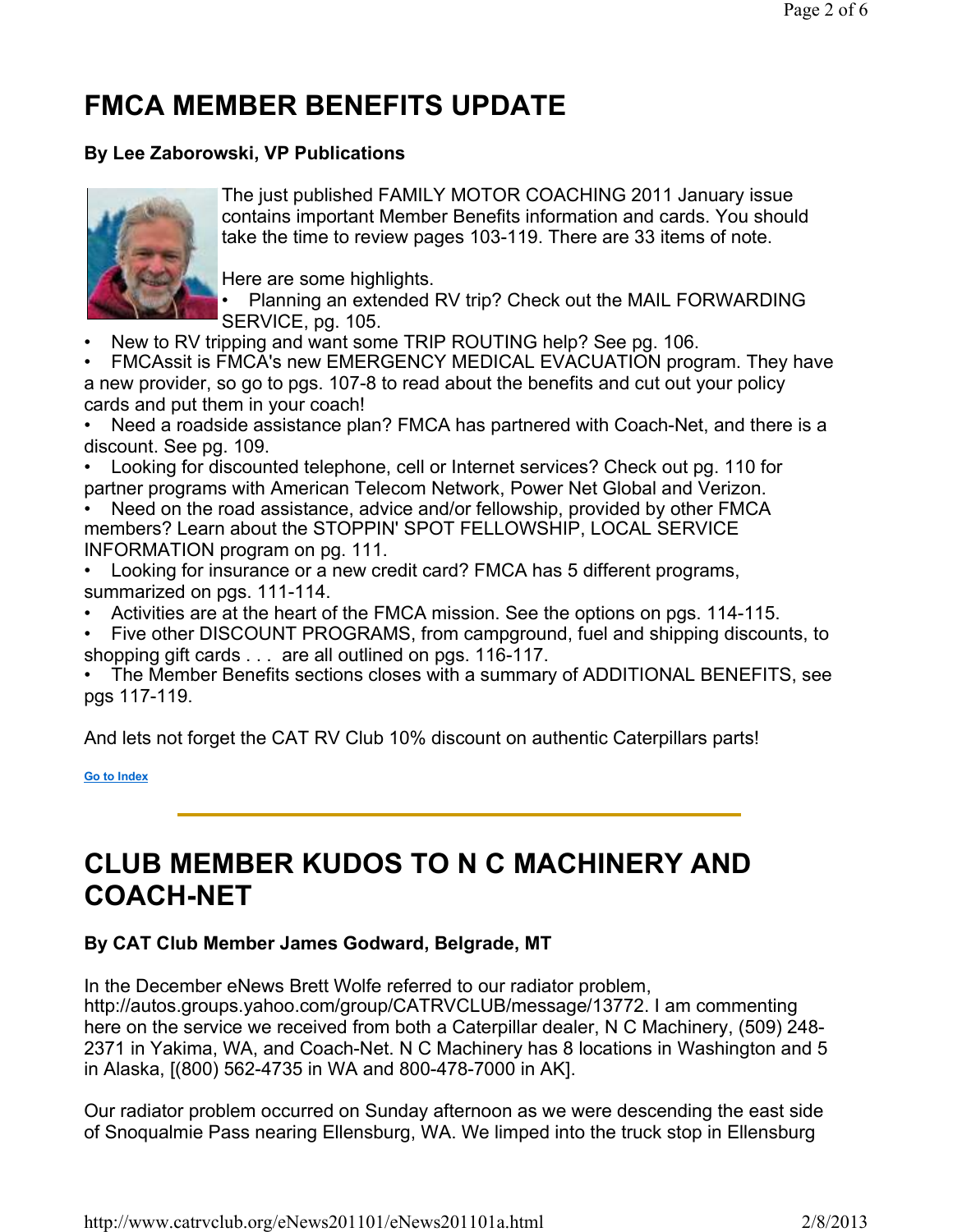# FMCA MEMBER BENEFITS UPDATE

**By Lee Zaborowski, VP Publications**

The just published FAMILY MOTOR COACHING 2011 January issue contains important Member Benefits information and cards. You should take the time to review pages 103-119. There are 33 items of note.

Here are some highlights.

- Planning an extended RV trip? Check out the MAIL FORWARDING SERVICE, pg. 105.
- New to RV tripping and want some TRIP ROUTING help? See pg. 106.
- FMCAssit is FMCA's new EMERGENCY MEDICAL EVACUATION program. They have a new provider, so go to pgs. 107-8 to read about the benefits and cut out your policy cards and put them in your coach!
- Need a roadside assistance plan? FMCA has partnered with Coach-Net, and there is a discount. See pg. 109.
- Looking for discounted telephone, cell or Internet services? Check out pg. 110 for partner programs with American Telecom Network, Power Net Global and Verizon.
- Need on the road assistance, advice and/or fellowship, provided by other FMCA members? Learn about the STOPPIN' SPOT FELLOWSHIP, LOCAL SERVICE INFORMATION program on pg. 111.
- Looking for insurance or a new credit card? FMCA has 5 different programs, summarized on pgs. 111-114.
- Activities are at the heart of the FMCA mission. See the options on pgs. 114-115.
- Five other DISCOUNT PROGRAMS, from campground, fuel and shipping discounts, to shopping gift cards . . . are all outlined on pgs. 116-117.
- The Member Benefits sections closes with a summary of ADDITIONAL BENEFITS, see pgs 117-119.

And lets not forget the CAT RV Club 10% discount on authentic Caterpillars parts!

Go to Index

---

# CLUB MEMBER KUDOS TO N C MACHINERY AND COACH-NET

**By CAT Club Member James Godward, Belgrade, MT**

In the December eNews Brett Wolfe referred to our radiator problem, http://autos.groups.yahoo.com/group/CATRVCLUB/message/13772. I am commenting here on the service we received from both a Caterpillar dealer, N C Machinery, (509) 248-2371 in Yakima, WA, and Coach-Net. N C Machinery has 8 locations in Washington and 5 in Alaska, [(800) 562-4735 in WA and 800-478-7000 in AK].

Our radiator problem occurred on Sunday afternoon as we were descending the east side of Snoqualmie Pass nearing Ellensburg, WA. We limped into the truck stop in Ellensburg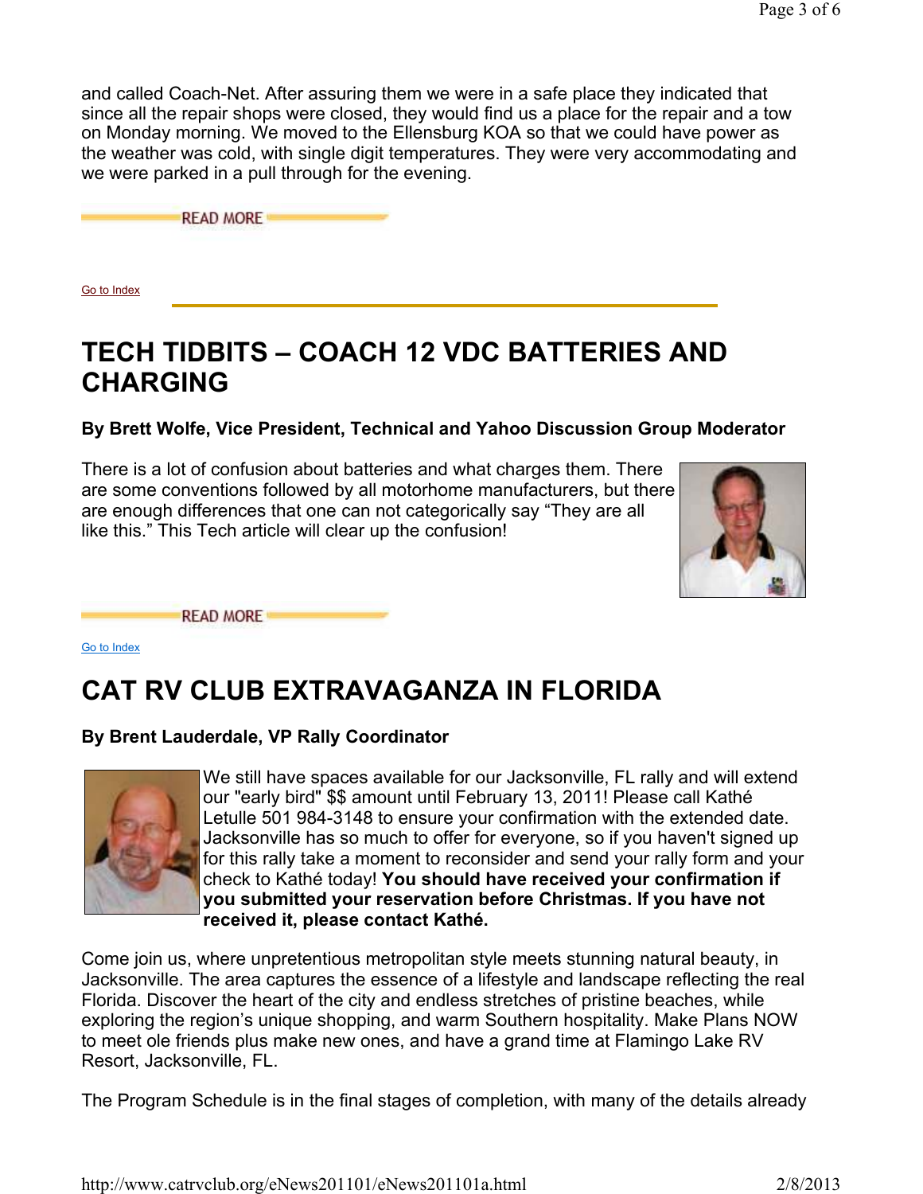and called Coach-Net. After assuring them we were in a safe place they indicated that since all the repair shops were closed, they would find us a place for the repair and a tow on Monday morning. We moved to the Ellensburg KOA so that we could have power as the weather was cold, with single digit temperatures. They were very accommodating and we were parked in a pull through for the evening.

READ MORE

Go to Index

# TECH TIDBITS – COACH 12 VDC BATTERIES AND CHARGING

**By Brett Wolfe, Vice President, Technical and Yahoo Discussion Group Moderator**

There is a lot of confusion about batteries and what charges them. There are some conventions followed by all motorhome manufacturers, but there are enough differences that one can not categorically say "They are all like this." This Tech article will clear up the confusion!

READ MORE

Go to Index

# CAT RV CLUB EXTRAVAGANZA IN FLORIDA

**By Brent Lauderdale, VP Rally Coordinator**

We still have spaces available for our Jacksonville, FL rally and will extend our "early bird" $$ amount until February 13, 2011! Please call Kathé Letulle 501 984-3148 to ensure your confirmation with the extended date. Jacksonville has so much to offer for everyone, so if you haven't signed up for this rally take a moment to reconsider and send your rally form and your check to Kathé today! **You should have received your confirmation if you submitted your reservation before Christmas. If you have not received it, please contact Kathé.**

Come join us, where unpretentious metropolitan style meets stunning natural beauty, in Jacksonville. The area captures the essence of a lifestyle and landscape reflecting the real Florida. Discover the heart of the city and endless stretches of pristine beaches, while exploring the region's unique shopping, and warm Southern hospitality. Make Plans NOW to meet ole friends plus make new ones, and have a grand time at Flamingo Lake RV Resort, Jacksonville, FL.

The Program Schedule is in the final stages of completion, with many of the details already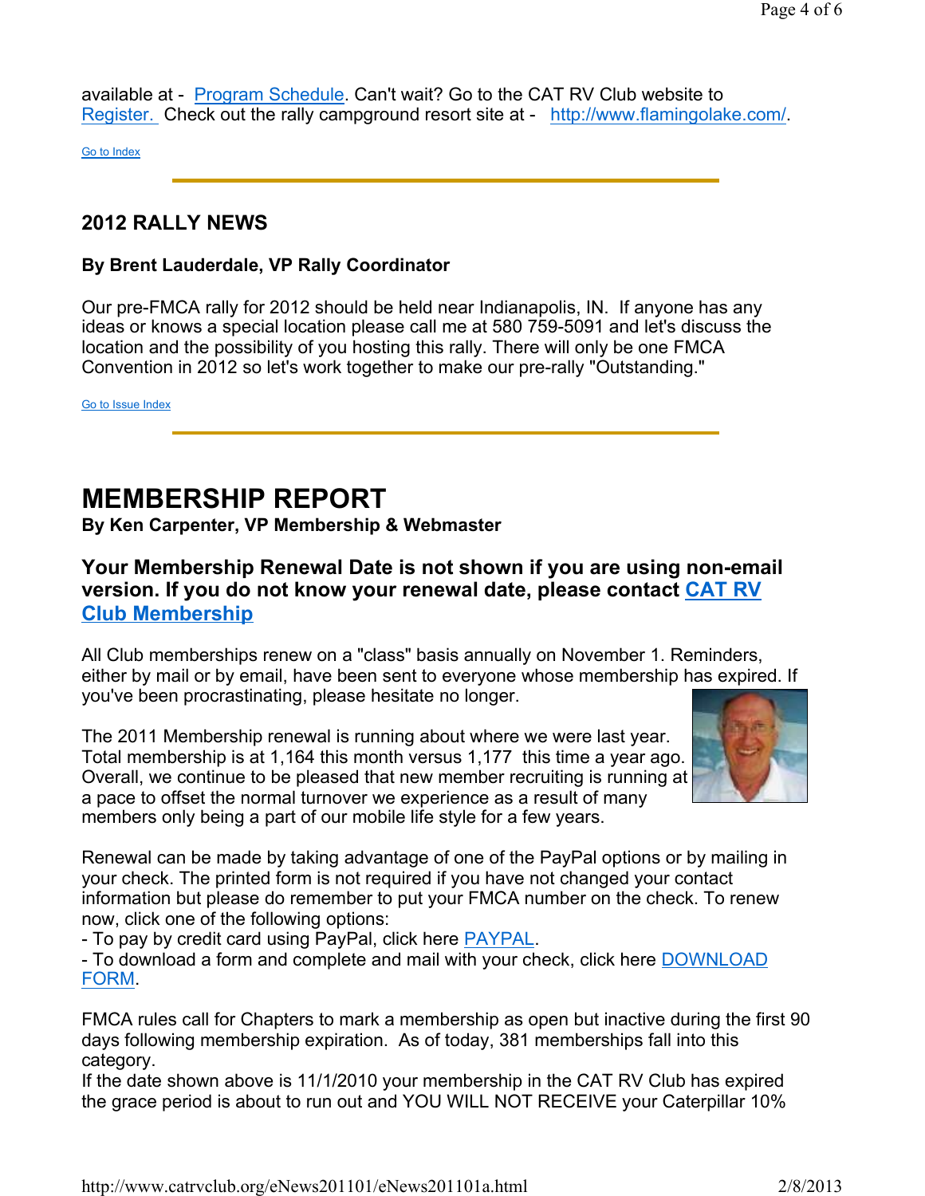available at - Program Schedule. Can't wait? Go to the CAT RV Club website to Register. Check out the rally campground resort site at - http://www.flamingolake.com/.

Go to Index

---

## 2012 RALLY NEWS

**By Brent Lauderdale, VP Rally Coordinator**

Our pre-FMCA rally for 2012 should be held near Indianapolis, IN. If anyone has any ideas or knows a special location please call me at 580 759-5091 and let's discuss the location and the possibility of you hosting this rally. There will only be one FMCA Convention in 2012 so let's work together to make our pre-rally "Outstanding."

Go to Issue Index

---

# MEMBERSHIP REPORT

**By Ken Carpenter, VP Membership & Webmaster**

### Your Membership Renewal Date is not shown if you are using non-email version. If you do not know your renewal date, please contact CAT RV Club Membership

All Club memberships renew on a "class" basis annually on November 1. Reminders, either by mail or by email, have been sent to everyone whose membership has expired. If you've been procrastinating, please hesitate no longer.

The 2011 Membership renewal is running about where we were last year. Total membership is at 1,164 this month versus 1,177 this time a year ago. Overall, we continue to be pleased that new member recruiting is running at a pace to offset the normal turnover we experience as a result of many members only being a part of our mobile life style for a few years.

Renewal can be made by taking advantage of one of the PayPal options or by mailing in your check. The printed form is not required if you have not changed your contact information but please do remember to put your FMCA number on the check. To renew now, click one of the following options:
- To pay by credit card using PayPal, click here PAYPAL.
- To download a form and complete and mail with your check, click here DOWNLOAD FORM.

FMCA rules call for Chapters to mark a membership as open but inactive during the first 90 days following membership expiration. As of today, 381 memberships fall into this category.
If the date shown above is 11/1/2010 your membership in the CAT RV Club has expired the grace period is about to run out and YOU WILL NOT RECEIVE your Caterpillar 10%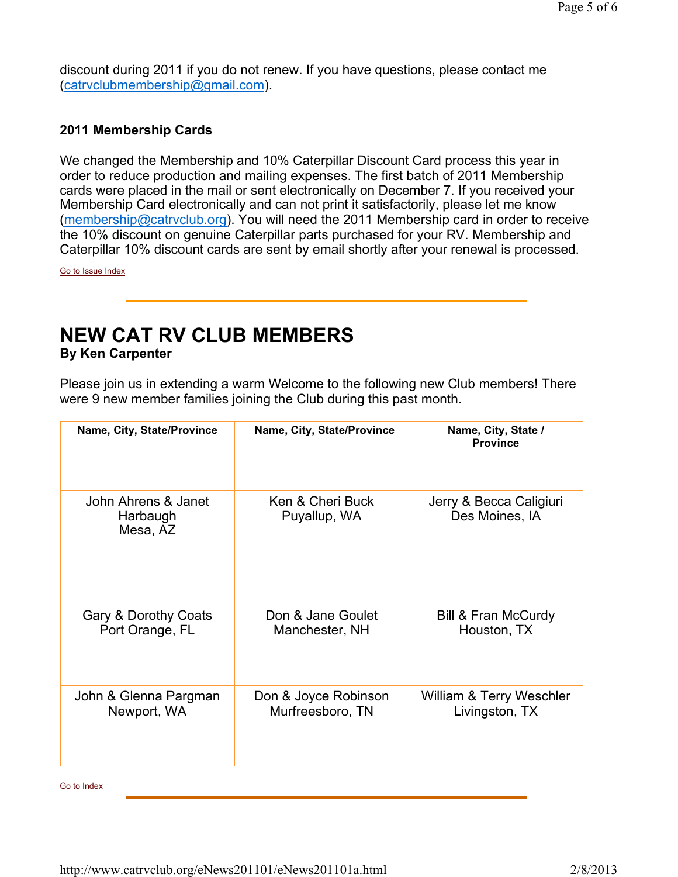discount during 2011 if you do not renew. If you have questions, please contact me (catrvclubmembership@gmail.com).

### 2011 Membership Cards

We changed the Membership and 10% Caterpillar Discount Card process this year in order to reduce production and mailing expenses. The first batch of 2011 Membership cards were placed in the mail or sent electronically on December 7. If you received your Membership Card electronically and can not print it satisfactorily, please let me know (membership@catrvclub.org). You will need the 2011 Membership card in order to receive the 10% discount on genuine Caterpillar parts purchased for your RV. Membership and Caterpillar 10% discount cards are sent by email shortly after your renewal is processed.

Go to Issue Index

---

# NEW CAT RV CLUB MEMBERS

**By Ken Carpenter**

Please join us in extending a warm Welcome to the following new Club members! There were 9 new member families joining the Club during this past month.

| Name, City, State/Province | Name, City, State/Province | Name, City, State / Province |
|---|---|---|
| John Ahrens & Janet Harbaugh<br>Mesa, AZ | Ken & Cheri Buck<br>Puyallup, WA | Jerry & Becca Caligiuri<br>Des Moines, IA |
| Gary & Dorothy Coats<br>Port Orange, FL | Don & Jane Goulet<br>Manchester, NH | Bill & Fran McCurdy<br>Houston, TX |
| John & Glenna Pargman<br>Newport, WA | Don & Joyce Robinson<br>Murfreesboro, TN | William & Terry Weschler<br>Livingston, TX |

Go to Index

---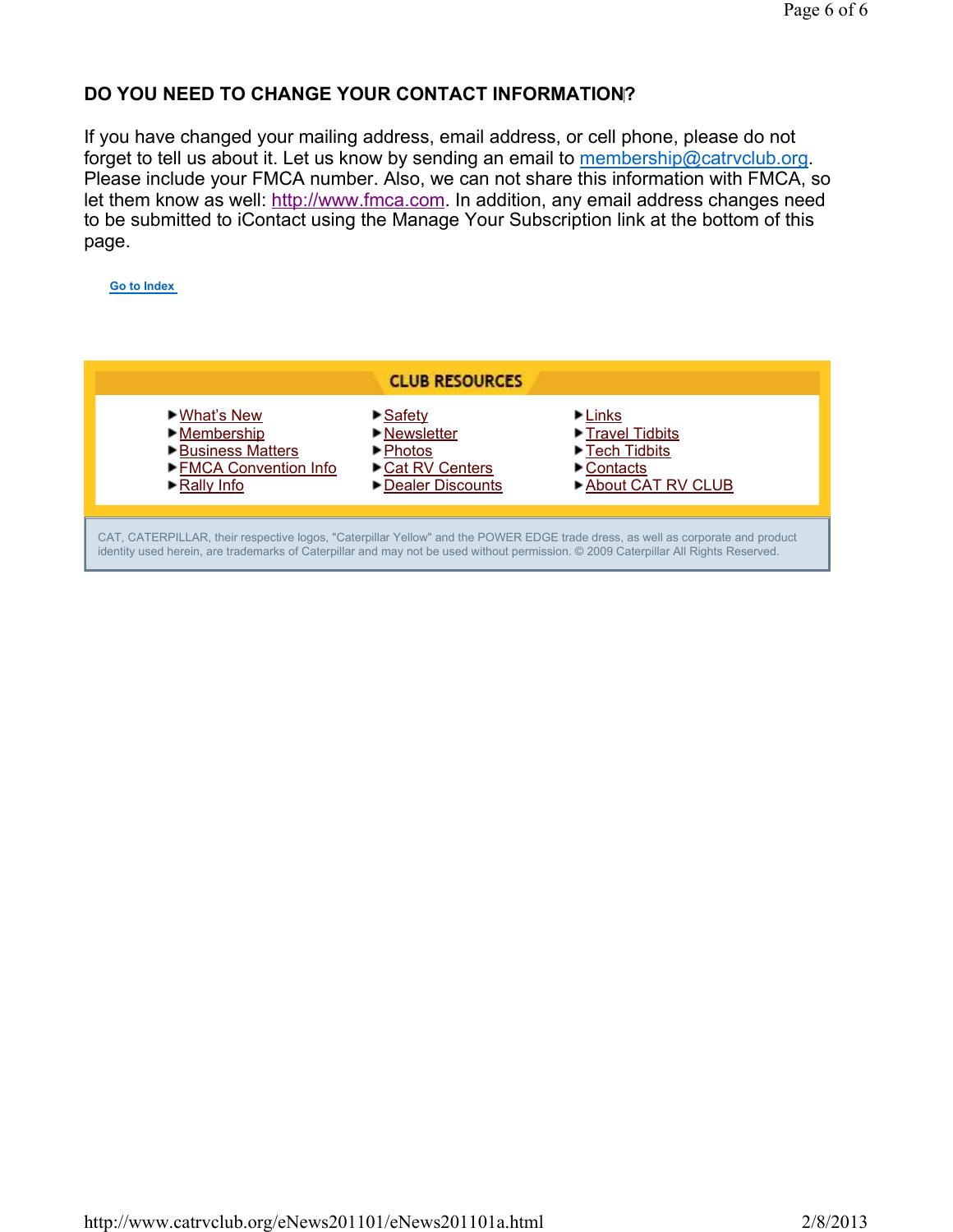## DO YOU NEED TO CHANGE YOUR CONTACT INFORMATION?

If you have changed your mailing address, email address, or cell phone, please do not forget to tell us about it. Let us know by sending an email to membership@catrvclub.org. Please include your FMCA number. Also, we can not share this information with FMCA, so let them know as well: http://www.fmca.com. In addition, any email address changes need to be submitted to iContact using the Manage Your Subscription link at the bottom of this page.

Go to Index

### CLUB RESOURCES

| | | |
|---|---|---|
| What's New | Safety | Links |
| Membership | Newsletter | Travel Tidbits |
| Business Matters | Photos | Tech Tidbits |
| FMCA Convention Info | Cat RV Centers | Contacts |
| Rally Info | Dealer Discounts | About CAT RV CLUB |

CAT, CATERPILLAR, their respective logos, "Caterpillar Yellow" and the POWER EDGE trade dress, as well as corporate and product identity used herein, are trademarks of Caterpillar and may not be used without permission. © 2009 Caterpillar All Rights Reserved.